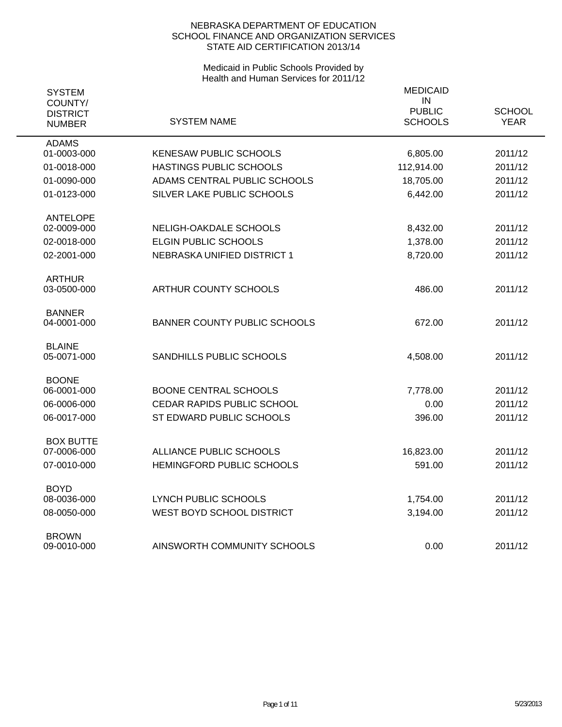NEBRASKA DEPARTMENT OF EDUCATION
SCHOOL FINANCE AND ORGANIZATION SERVICES
STATE AID CERTIFICATION 2013/14

Medicaid in Public Schools Provided by
Health and Human Services for 2011/12

| SYSTEM COUNTY/ DISTRICT NUMBER | SYSTEM NAME | MEDICAID IN PUBLIC SCHOOLS | SCHOOL YEAR |
|---|---|---|---|
| ADAMS | | | |
| 01-0003-000 | KENESAW PUBLIC SCHOOLS | 6,805.00 | 2011/12 |
| 01-0018-000 | HASTINGS PUBLIC SCHOOLS | 112,914.00 | 2011/12 |
| 01-0090-000 | ADAMS CENTRAL PUBLIC SCHOOLS | 18,705.00 | 2011/12 |
| 01-0123-000 | SILVER LAKE PUBLIC SCHOOLS | 6,442.00 | 2011/12 |
| ANTELOPE | | | |
| 02-0009-000 | NELIGH-OAKDALE SCHOOLS | 8,432.00 | 2011/12 |
| 02-0018-000 | ELGIN PUBLIC SCHOOLS | 1,378.00 | 2011/12 |
| 02-2001-000 | NEBRASKA UNIFIED DISTRICT 1 | 8,720.00 | 2011/12 |
| ARTHUR | | | |
| 03-0500-000 | ARTHUR COUNTY SCHOOLS | 486.00 | 2011/12 |
| BANNER | | | |
| 04-0001-000 | BANNER COUNTY PUBLIC SCHOOLS | 672.00 | 2011/12 |
| BLAINE | | | |
| 05-0071-000 | SANDHILLS PUBLIC SCHOOLS | 4,508.00 | 2011/12 |
| BOONE | | | |
| 06-0001-000 | BOONE CENTRAL SCHOOLS | 7,778.00 | 2011/12 |
| 06-0006-000 | CEDAR RAPIDS PUBLIC SCHOOL | 0.00 | 2011/12 |
| 06-0017-000 | ST EDWARD PUBLIC SCHOOLS | 396.00 | 2011/12 |
| BOX BUTTE | | | |
| 07-0006-000 | ALLIANCE PUBLIC SCHOOLS | 16,823.00 | 2011/12 |
| 07-0010-000 | HEMINGFORD PUBLIC SCHOOLS | 591.00 | 2011/12 |
| BOYD | | | |
| 08-0036-000 | LYNCH PUBLIC SCHOOLS | 1,754.00 | 2011/12 |
| 08-0050-000 | WEST BOYD SCHOOL DISTRICT | 3,194.00 | 2011/12 |
| BROWN | | | |
| 09-0010-000 | AINSWORTH COMMUNITY SCHOOLS | 0.00 | 2011/12 |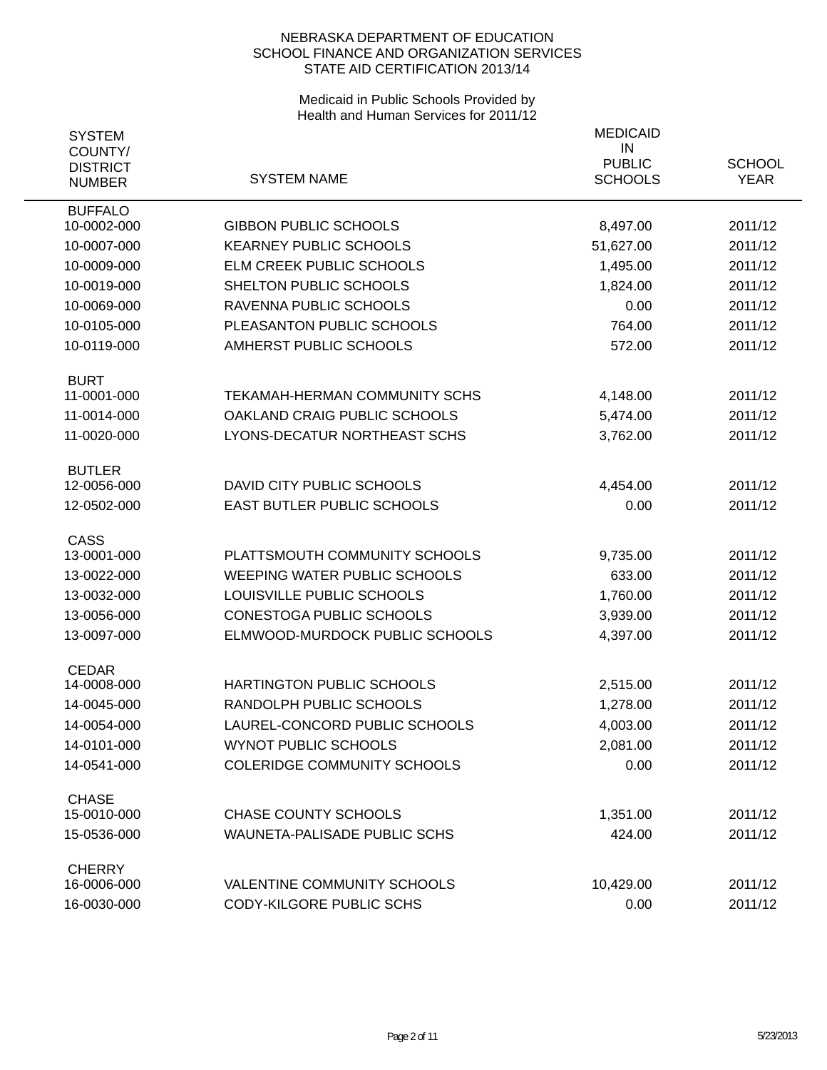NEBRASKA DEPARTMENT OF EDUCATION
SCHOOL FINANCE AND ORGANIZATION SERVICES
STATE AID CERTIFICATION 2013/14

Medicaid in Public Schools Provided by
Health and Human Services for 2011/12

| SYSTEM COUNTY/ DISTRICT NUMBER | SYSTEM NAME | MEDICAID IN PUBLIC SCHOOLS | SCHOOL YEAR |
|---|---|---|---|
| BUFFALO | | | |
| 10-0002-000 | GIBBON PUBLIC SCHOOLS | 8,497.00 | 2011/12 |
| 10-0007-000 | KEARNEY PUBLIC SCHOOLS | 51,627.00 | 2011/12 |
| 10-0009-000 | ELM CREEK PUBLIC SCHOOLS | 1,495.00 | 2011/12 |
| 10-0019-000 | SHELTON PUBLIC SCHOOLS | 1,824.00 | 2011/12 |
| 10-0069-000 | RAVENNA PUBLIC SCHOOLS | 0.00 | 2011/12 |
| 10-0105-000 | PLEASANTON PUBLIC SCHOOLS | 764.00 | 2011/12 |
| 10-0119-000 | AMHERST PUBLIC SCHOOLS | 572.00 | 2011/12 |
| BURT | | | |
| 11-0001-000 | TEKAMAH-HERMAN COMMUNITY SCHS | 4,148.00 | 2011/12 |
| 11-0014-000 | OAKLAND CRAIG PUBLIC SCHOOLS | 5,474.00 | 2011/12 |
| 11-0020-000 | LYONS-DECATUR NORTHEAST SCHS | 3,762.00 | 2011/12 |
| BUTLER | | | |
| 12-0056-000 | DAVID CITY PUBLIC SCHOOLS | 4,454.00 | 2011/12 |
| 12-0502-000 | EAST BUTLER PUBLIC SCHOOLS | 0.00 | 2011/12 |
| CASS | | | |
| 13-0001-000 | PLATTSMOUTH COMMUNITY SCHOOLS | 9,735.00 | 2011/12 |
| 13-0022-000 | WEEPING WATER PUBLIC SCHOOLS | 633.00 | 2011/12 |
| 13-0032-000 | LOUISVILLE PUBLIC SCHOOLS | 1,760.00 | 2011/12 |
| 13-0056-000 | CONESTOGA PUBLIC SCHOOLS | 3,939.00 | 2011/12 |
| 13-0097-000 | ELMWOOD-MURDOCK PUBLIC SCHOOLS | 4,397.00 | 2011/12 |
| CEDAR | | | |
| 14-0008-000 | HARTINGTON PUBLIC SCHOOLS | 2,515.00 | 2011/12 |
| 14-0045-000 | RANDOLPH PUBLIC SCHOOLS | 1,278.00 | 2011/12 |
| 14-0054-000 | LAUREL-CONCORD PUBLIC SCHOOLS | 4,003.00 | 2011/12 |
| 14-0101-000 | WYNOT PUBLIC SCHOOLS | 2,081.00 | 2011/12 |
| 14-0541-000 | COLERIDGE COMMUNITY SCHOOLS | 0.00 | 2011/12 |
| CHASE | | | |
| 15-0010-000 | CHASE COUNTY SCHOOLS | 1,351.00 | 2011/12 |
| 15-0536-000 | WAUNETA-PALISADE PUBLIC SCHS | 424.00 | 2011/12 |
| CHERRY | | | |
| 16-0006-000 | VALENTINE COMMUNITY SCHOOLS | 10,429.00 | 2011/12 |
| 16-0030-000 | CODY-KILGORE PUBLIC SCHS | 0.00 | 2011/12 |

5/23/2013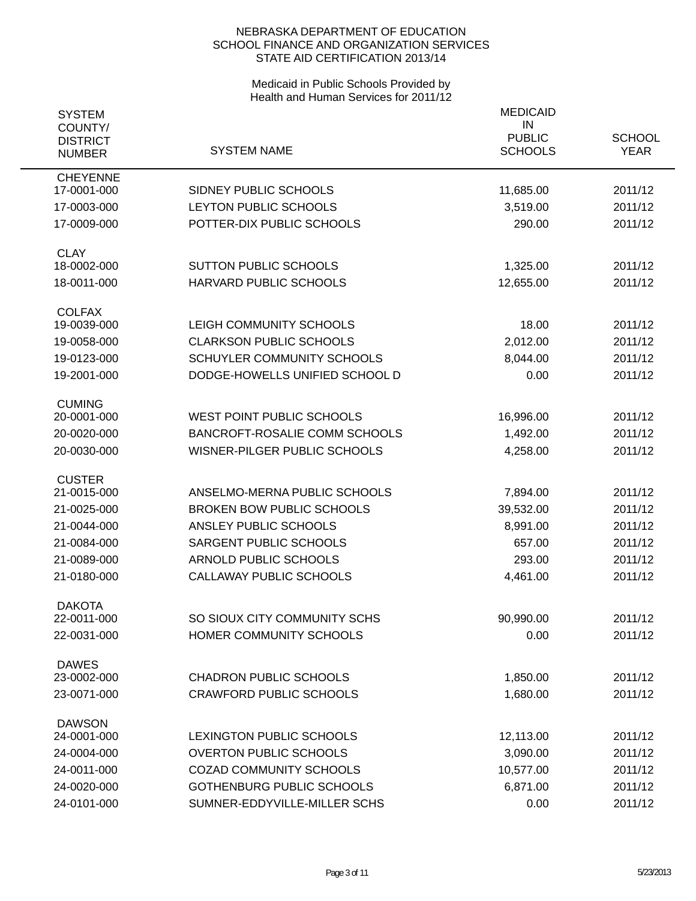NEBRASKA DEPARTMENT OF EDUCATION
SCHOOL FINANCE AND ORGANIZATION SERVICES
STATE AID CERTIFICATION 2013/14

Medicaid in Public Schools Provided by
Health and Human Services for 2011/12

| SYSTEM COUNTY/ DISTRICT NUMBER | SYSTEM NAME | MEDICAID IN PUBLIC SCHOOLS | SCHOOL YEAR |
|---|---|---|---|
| CHEYENNE | | | |
| 17-0001-000 | SIDNEY PUBLIC SCHOOLS | 11,685.00 | 2011/12 |
| 17-0003-000 | LEYTON PUBLIC SCHOOLS | 3,519.00 | 2011/12 |
| 17-0009-000 | POTTER-DIX PUBLIC SCHOOLS | 290.00 | 2011/12 |
| CLAY | | | |
| 18-0002-000 | SUTTON PUBLIC SCHOOLS | 1,325.00 | 2011/12 |
| 18-0011-000 | HARVARD PUBLIC SCHOOLS | 12,655.00 | 2011/12 |
| COLFAX | | | |
| 19-0039-000 | LEIGH COMMUNITY SCHOOLS | 18.00 | 2011/12 |
| 19-0058-000 | CLARKSON PUBLIC SCHOOLS | 2,012.00 | 2011/12 |
| 19-0123-000 | SCHUYLER COMMUNITY SCHOOLS | 8,044.00 | 2011/12 |
| 19-2001-000 | DODGE-HOWELLS UNIFIED SCHOOL D | 0.00 | 2011/12 |
| CUMING | | | |
| 20-0001-000 | WEST POINT PUBLIC SCHOOLS | 16,996.00 | 2011/12 |
| 20-0020-000 | BANCROFT-ROSALIE COMM SCHOOLS | 1,492.00 | 2011/12 |
| 20-0030-000 | WISNER-PILGER PUBLIC SCHOOLS | 4,258.00 | 2011/12 |
| CUSTER | | | |
| 21-0015-000 | ANSELMO-MERNA PUBLIC SCHOOLS | 7,894.00 | 2011/12 |
| 21-0025-000 | BROKEN BOW PUBLIC SCHOOLS | 39,532.00 | 2011/12 |
| 21-0044-000 | ANSLEY PUBLIC SCHOOLS | 8,991.00 | 2011/12 |
| 21-0084-000 | SARGENT PUBLIC SCHOOLS | 657.00 | 2011/12 |
| 21-0089-000 | ARNOLD PUBLIC SCHOOLS | 293.00 | 2011/12 |
| 21-0180-000 | CALLAWAY PUBLIC SCHOOLS | 4,461.00 | 2011/12 |
| DAKOTA | | | |
| 22-0011-000 | SO SIOUX CITY COMMUNITY SCHS | 90,990.00 | 2011/12 |
| 22-0031-000 | HOMER COMMUNITY SCHOOLS | 0.00 | 2011/12 |
| DAWES | | | |
| 23-0002-000 | CHADRON PUBLIC SCHOOLS | 1,850.00 | 2011/12 |
| 23-0071-000 | CRAWFORD PUBLIC SCHOOLS | 1,680.00 | 2011/12 |
| DAWSON | | | |
| 24-0001-000 | LEXINGTON PUBLIC SCHOOLS | 12,113.00 | 2011/12 |
| 24-0004-000 | OVERTON PUBLIC SCHOOLS | 3,090.00 | 2011/12 |
| 24-0011-000 | COZAD COMMUNITY SCHOOLS | 10,577.00 | 2011/12 |
| 24-0020-000 | GOTHENBURG PUBLIC SCHOOLS | 6,871.00 | 2011/12 |
| 24-0101-000 | SUMNER-EDDYVILLE-MILLER SCHS | 0.00 | 2011/12 |

5/23/2013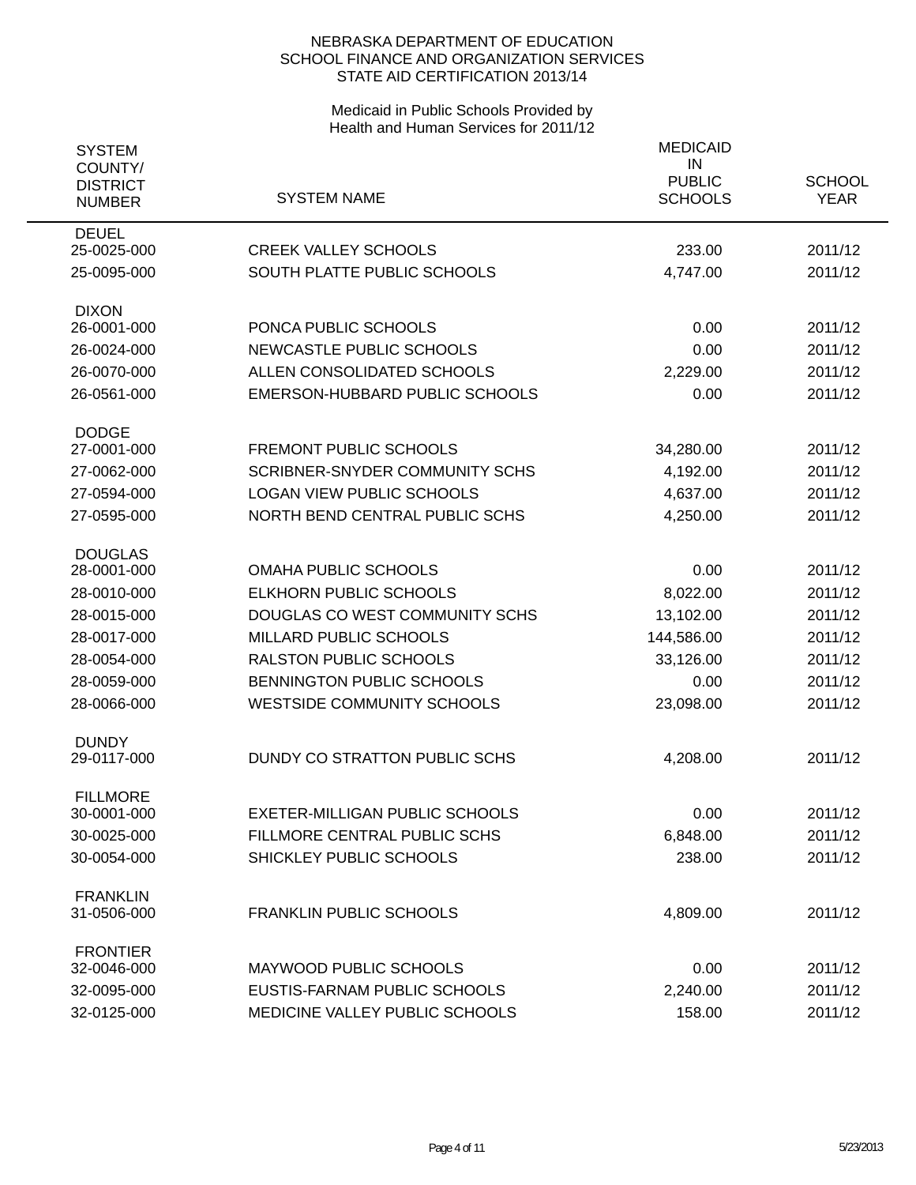NEBRASKA DEPARTMENT OF EDUCATION
SCHOOL FINANCE AND ORGANIZATION SERVICES
STATE AID CERTIFICATION 2013/14

Medicaid in Public Schools Provided by
Health and Human Services for 2011/12

| SYSTEM COUNTY/ DISTRICT NUMBER | SYSTEM NAME | MEDICAID IN PUBLIC SCHOOLS | SCHOOL YEAR |
|---|---|---|---|
| **DEUEL** | | | |
| 25-0025-000 | CREEK VALLEY SCHOOLS | 233.00 | 2011/12 |
| 25-0095-000 | SOUTH PLATTE PUBLIC SCHOOLS | 4,747.00 | 2011/12 |
| **DIXON** | | | |
| 26-0001-000 | PONCA PUBLIC SCHOOLS | 0.00 | 2011/12 |
| 26-0024-000 | NEWCASTLE PUBLIC SCHOOLS | 0.00 | 2011/12 |
| 26-0070-000 | ALLEN CONSOLIDATED SCHOOLS | 2,229.00 | 2011/12 |
| 26-0561-000 | EMERSON-HUBBARD PUBLIC SCHOOLS | 0.00 | 2011/12 |
| **DODGE** | | | |
| 27-0001-000 | FREMONT PUBLIC SCHOOLS | 34,280.00 | 2011/12 |
| 27-0062-000 | SCRIBNER-SNYDER COMMUNITY SCHS | 4,192.00 | 2011/12 |
| 27-0594-000 | LOGAN VIEW PUBLIC SCHOOLS | 4,637.00 | 2011/12 |
| 27-0595-000 | NORTH BEND CENTRAL PUBLIC SCHS | 4,250.00 | 2011/12 |
| **DOUGLAS** | | | |
| 28-0001-000 | OMAHA PUBLIC SCHOOLS | 0.00 | 2011/12 |
| 28-0010-000 | ELKHORN PUBLIC SCHOOLS | 8,022.00 | 2011/12 |
| 28-0015-000 | DOUGLAS CO WEST COMMUNITY SCHS | 13,102.00 | 2011/12 |
| 28-0017-000 | MILLARD PUBLIC SCHOOLS | 144,586.00 | 2011/12 |
| 28-0054-000 | RALSTON PUBLIC SCHOOLS | 33,126.00 | 2011/12 |
| 28-0059-000 | BENNINGTON PUBLIC SCHOOLS | 0.00 | 2011/12 |
| 28-0066-000 | WESTSIDE COMMUNITY SCHOOLS | 23,098.00 | 2011/12 |
| **DUNDY** | | | |
| 29-0117-000 | DUNDY CO STRATTON PUBLIC SCHS | 4,208.00 | 2011/12 |
| **FILLMORE** | | | |
| 30-0001-000 | EXETER-MILLIGAN PUBLIC SCHOOLS | 0.00 | 2011/12 |
| 30-0025-000 | FILLMORE CENTRAL PUBLIC SCHS | 6,848.00 | 2011/12 |
| 30-0054-000 | SHICKLEY PUBLIC SCHOOLS | 238.00 | 2011/12 |
| **FRANKLIN** | | | |
| 31-0506-000 | FRANKLIN PUBLIC SCHOOLS | 4,809.00 | 2011/12 |
| **FRONTIER** | | | |
| 32-0046-000 | MAYWOOD PUBLIC SCHOOLS | 0.00 | 2011/12 |
| 32-0095-000 | EUSTIS-FARNAM PUBLIC SCHOOLS | 2,240.00 | 2011/12 |
| 32-0125-000 | MEDICINE VALLEY PUBLIC SCHOOLS | 158.00 | 2011/12 |

5/23/2013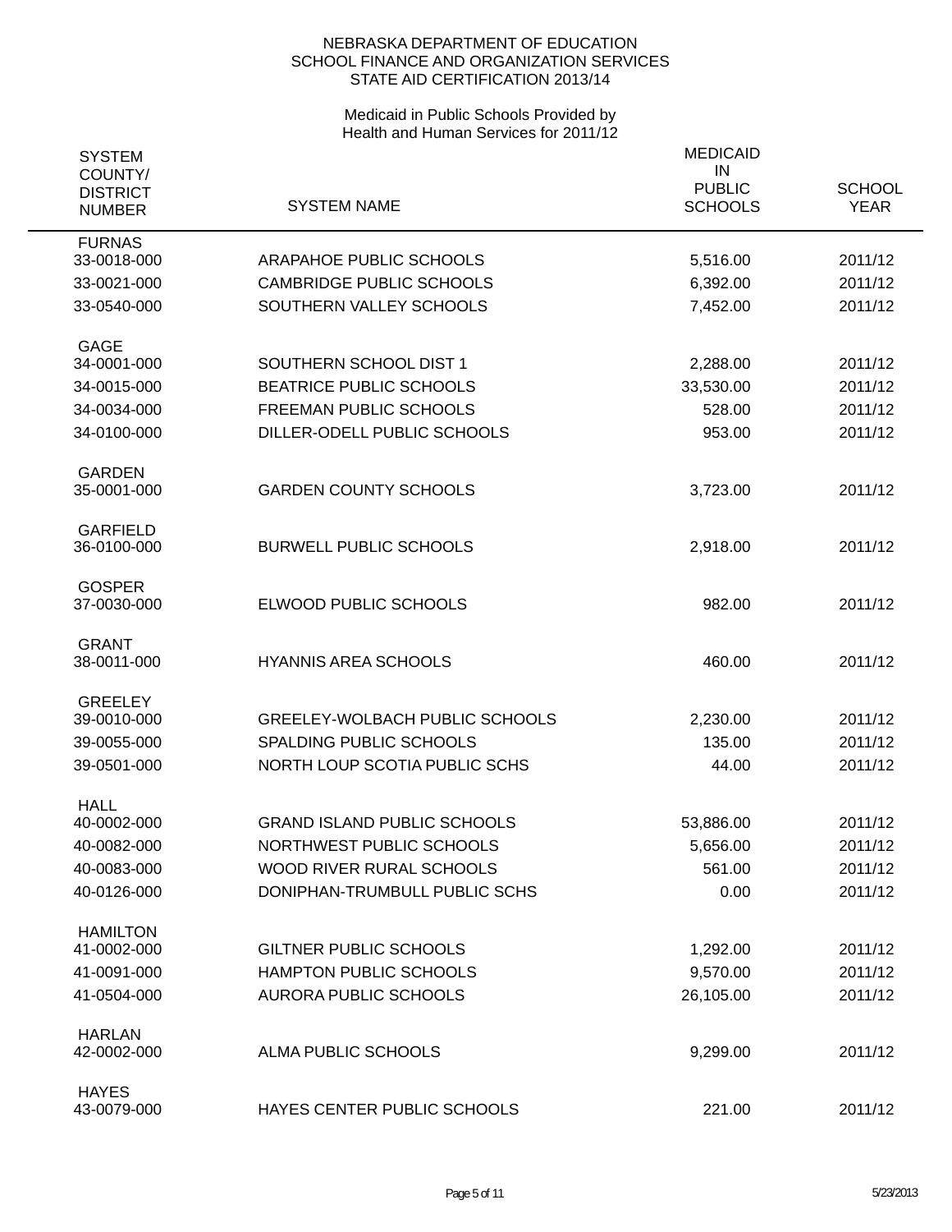NEBRASKA DEPARTMENT OF EDUCATION
SCHOOL FINANCE AND ORGANIZATION SERVICES
STATE AID CERTIFICATION 2013/14

Medicaid in Public Schools Provided by
Health and Human Services for 2011/12

| SYSTEM COUNTY/ DISTRICT NUMBER | SYSTEM NAME | MEDICAID IN PUBLIC SCHOOLS | SCHOOL YEAR |
|---|---|---|---|
| **FURNAS** | | | |
| 33-0018-000 | ARAPAHOE PUBLIC SCHOOLS | 5,516.00 | 2011/12 |
| 33-0021-000 | CAMBRIDGE PUBLIC SCHOOLS | 6,392.00 | 2011/12 |
| 33-0540-000 | SOUTHERN VALLEY SCHOOLS | 7,452.00 | 2011/12 |
| **GAGE** | | | |
| 34-0001-000 | SOUTHERN SCHOOL DIST 1 | 2,288.00 | 2011/12 |
| 34-0015-000 | BEATRICE PUBLIC SCHOOLS | 33,530.00 | 2011/12 |
| 34-0034-000 | FREEMAN PUBLIC SCHOOLS | 528.00 | 2011/12 |
| 34-0100-000 | DILLER-ODELL PUBLIC SCHOOLS | 953.00 | 2011/12 |
| **GARDEN** | | | |
| 35-0001-000 | GARDEN COUNTY SCHOOLS | 3,723.00 | 2011/12 |
| **GARFIELD** | | | |
| 36-0100-000 | BURWELL PUBLIC SCHOOLS | 2,918.00 | 2011/12 |
| **GOSPER** | | | |
| 37-0030-000 | ELWOOD PUBLIC SCHOOLS | 982.00 | 2011/12 |
| **GRANT** | | | |
| 38-0011-000 | HYANNIS AREA SCHOOLS | 460.00 | 2011/12 |
| **GREELEY** | | | |
| 39-0010-000 | GREELEY-WOLBACH PUBLIC SCHOOLS | 2,230.00 | 2011/12 |
| 39-0055-000 | SPALDING PUBLIC SCHOOLS | 135.00 | 2011/12 |
| 39-0501-000 | NORTH LOUP SCOTIA PUBLIC SCHS | 44.00 | 2011/12 |
| **HALL** | | | |
| 40-0002-000 | GRAND ISLAND PUBLIC SCHOOLS | 53,886.00 | 2011/12 |
| 40-0082-000 | NORTHWEST PUBLIC SCHOOLS | 5,656.00 | 2011/12 |
| 40-0083-000 | WOOD RIVER RURAL SCHOOLS | 561.00 | 2011/12 |
| 40-0126-000 | DONIPHAN-TRUMBULL PUBLIC SCHS | 0.00 | 2011/12 |
| **HAMILTON** | | | |
| 41-0002-000 | GILTNER PUBLIC SCHOOLS | 1,292.00 | 2011/12 |
| 41-0091-000 | HAMPTON PUBLIC SCHOOLS | 9,570.00 | 2011/12 |
| 41-0504-000 | AURORA PUBLIC SCHOOLS | 26,105.00 | 2011/12 |
| **HARLAN** | | | |
| 42-0002-000 | ALMA PUBLIC SCHOOLS | 9,299.00 | 2011/12 |
| **HAYES** | | | |
| 43-0079-000 | HAYES CENTER PUBLIC SCHOOLS | 221.00 | 2011/12 |

5/23/2013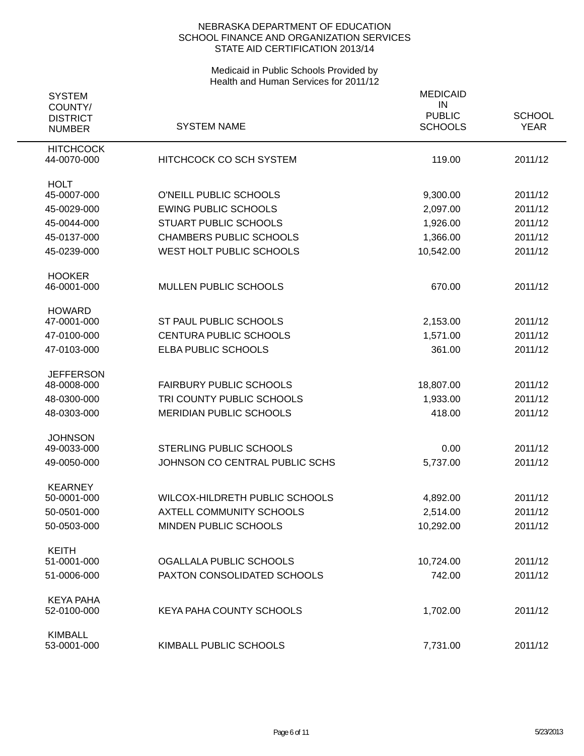NEBRASKA DEPARTMENT OF EDUCATION
SCHOOL FINANCE AND ORGANIZATION SERVICES
STATE AID CERTIFICATION 2013/14

Medicaid in Public Schools Provided by
Health and Human Services for 2011/12

| SYSTEM COUNTY/ DISTRICT NUMBER | SYSTEM NAME | MEDICAID IN PUBLIC SCHOOLS | SCHOOL YEAR |
|---|---|---|---|
| HITCHCOCK | | | |
| 44-0070-000 | HITCHCOCK CO SCH SYSTEM | 119.00 | 2011/12 |
| HOLT | | | |
| 45-0007-000 | O'NEILL PUBLIC SCHOOLS | 9,300.00 | 2011/12 |
| 45-0029-000 | EWING PUBLIC SCHOOLS | 2,097.00 | 2011/12 |
| 45-0044-000 | STUART PUBLIC SCHOOLS | 1,926.00 | 2011/12 |
| 45-0137-000 | CHAMBERS PUBLIC SCHOOLS | 1,366.00 | 2011/12 |
| 45-0239-000 | WEST HOLT PUBLIC SCHOOLS | 10,542.00 | 2011/12 |
| HOOKER | | | |
| 46-0001-000 | MULLEN PUBLIC SCHOOLS | 670.00 | 2011/12 |
| HOWARD | | | |
| 47-0001-000 | ST PAUL PUBLIC SCHOOLS | 2,153.00 | 2011/12 |
| 47-0100-000 | CENTURA PUBLIC SCHOOLS | 1,571.00 | 2011/12 |
| 47-0103-000 | ELBA PUBLIC SCHOOLS | 361.00 | 2011/12 |
| JEFFERSON | | | |
| 48-0008-000 | FAIRBURY PUBLIC SCHOOLS | 18,807.00 | 2011/12 |
| 48-0300-000 | TRI COUNTY PUBLIC SCHOOLS | 1,933.00 | 2011/12 |
| 48-0303-000 | MERIDIAN PUBLIC SCHOOLS | 418.00 | 2011/12 |
| JOHNSON | | | |
| 49-0033-000 | STERLING PUBLIC SCHOOLS | 0.00 | 2011/12 |
| 49-0050-000 | JOHNSON CO CENTRAL PUBLIC SCHS | 5,737.00 | 2011/12 |
| KEARNEY | | | |
| 50-0001-000 | WILCOX-HILDRETH PUBLIC SCHOOLS | 4,892.00 | 2011/12 |
| 50-0501-000 | AXTELL COMMUNITY SCHOOLS | 2,514.00 | 2011/12 |
| 50-0503-000 | MINDEN PUBLIC SCHOOLS | 10,292.00 | 2011/12 |
| KEITH | | | |
| 51-0001-000 | OGALLALA PUBLIC SCHOOLS | 10,724.00 | 2011/12 |
| 51-0006-000 | PAXTON CONSOLIDATED SCHOOLS | 742.00 | 2011/12 |
| KEYA PAHA | | | |
| 52-0100-000 | KEYA PAHA COUNTY SCHOOLS | 1,702.00 | 2011/12 |
| KIMBALL | | | |
| 53-0001-000 | KIMBALL PUBLIC SCHOOLS | 7,731.00 | 2011/12 |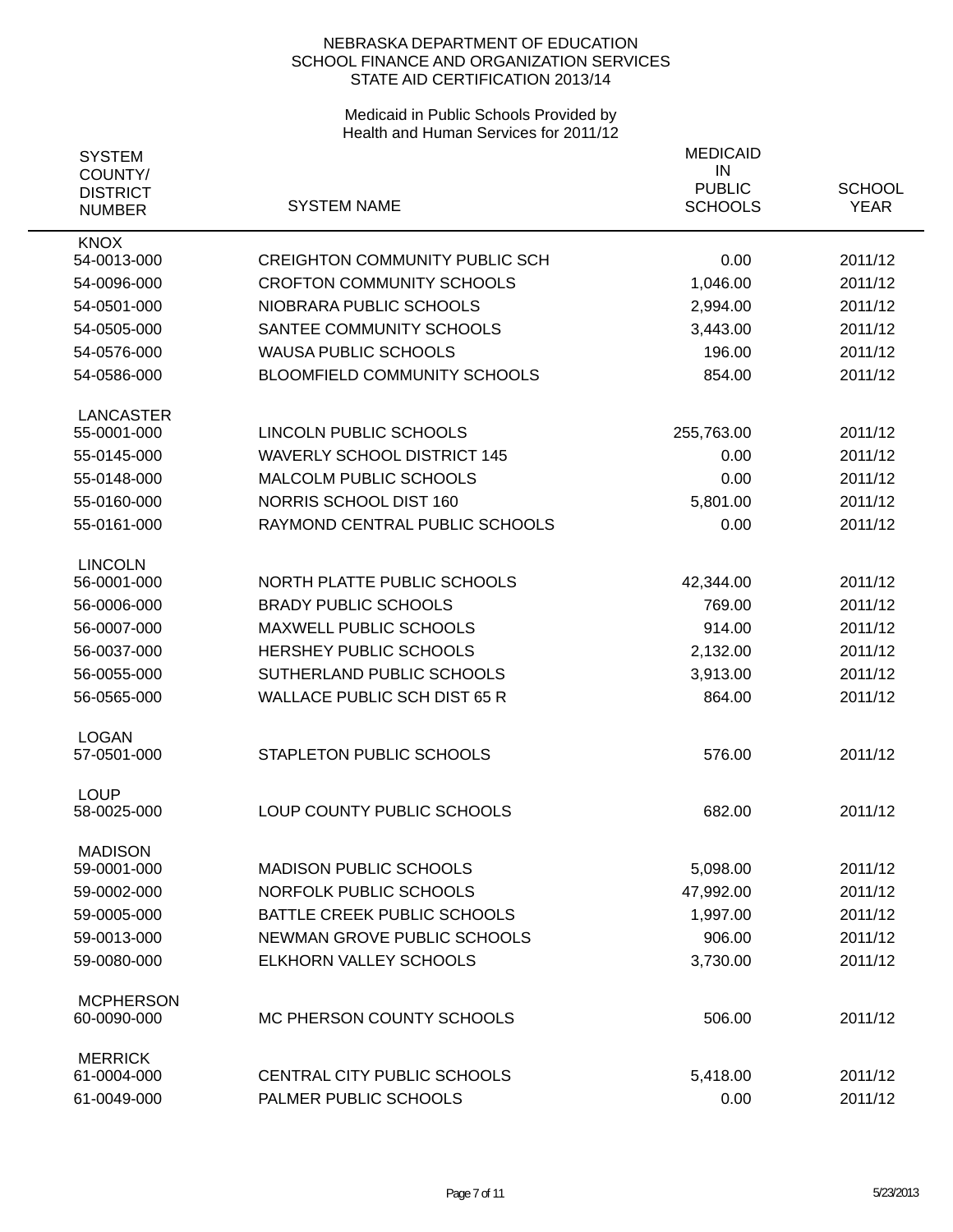NEBRASKA DEPARTMENT OF EDUCATION
SCHOOL FINANCE AND ORGANIZATION SERVICES
STATE AID CERTIFICATION 2013/14

Medicaid in Public Schools Provided by
Health and Human Services for 2011/12

| SYSTEM COUNTY/ DISTRICT NUMBER | SYSTEM NAME | MEDICAID IN PUBLIC SCHOOLS | SCHOOL YEAR |
|---|---|---|---|
| **KNOX** | | | |
| 54-0013-000 | CREIGHTON COMMUNITY PUBLIC SCH | 0.00 | 2011/12 |
| 54-0096-000 | CROFTON COMMUNITY SCHOOLS | 1,046.00 | 2011/12 |
| 54-0501-000 | NIOBRARA PUBLIC SCHOOLS | 2,994.00 | 2011/12 |
| 54-0505-000 | SANTEE COMMUNITY SCHOOLS | 3,443.00 | 2011/12 |
| 54-0576-000 | WAUSA PUBLIC SCHOOLS | 196.00 | 2011/12 |
| 54-0586-000 | BLOOMFIELD COMMUNITY SCHOOLS | 854.00 | 2011/12 |
| **LANCASTER** | | | |
| 55-0001-000 | LINCOLN PUBLIC SCHOOLS | 255,763.00 | 2011/12 |
| 55-0145-000 | WAVERLY SCHOOL DISTRICT 145 | 0.00 | 2011/12 |
| 55-0148-000 | MALCOLM PUBLIC SCHOOLS | 0.00 | 2011/12 |
| 55-0160-000 | NORRIS SCHOOL DIST 160 | 5,801.00 | 2011/12 |
| 55-0161-000 | RAYMOND CENTRAL PUBLIC SCHOOLS | 0.00 | 2011/12 |
| **LINCOLN** | | | |
| 56-0001-000 | NORTH PLATTE PUBLIC SCHOOLS | 42,344.00 | 2011/12 |
| 56-0006-000 | BRADY PUBLIC SCHOOLS | 769.00 | 2011/12 |
| 56-0007-000 | MAXWELL PUBLIC SCHOOLS | 914.00 | 2011/12 |
| 56-0037-000 | HERSHEY PUBLIC SCHOOLS | 2,132.00 | 2011/12 |
| 56-0055-000 | SUTHERLAND PUBLIC SCHOOLS | 3,913.00 | 2011/12 |
| 56-0565-000 | WALLACE PUBLIC SCH DIST 65 R | 864.00 | 2011/12 |
| **LOGAN** | | | |
| 57-0501-000 | STAPLETON PUBLIC SCHOOLS | 576.00 | 2011/12 |
| **LOUP** | | | |
| 58-0025-000 | LOUP COUNTY PUBLIC SCHOOLS | 682.00 | 2011/12 |
| **MADISON** | | | |
| 59-0001-000 | MADISON PUBLIC SCHOOLS | 5,098.00 | 2011/12 |
| 59-0002-000 | NORFOLK PUBLIC SCHOOLS | 47,992.00 | 2011/12 |
| 59-0005-000 | BATTLE CREEK PUBLIC SCHOOLS | 1,997.00 | 2011/12 |
| 59-0013-000 | NEWMAN GROVE PUBLIC SCHOOLS | 906.00 | 2011/12 |
| 59-0080-000 | ELKHORN VALLEY SCHOOLS | 3,730.00 | 2011/12 |
| **MCPHERSON** | | | |
| 60-0090-000 | MC PHERSON COUNTY SCHOOLS | 506.00 | 2011/12 |
| **MERRICK** | | | |
| 61-0004-000 | CENTRAL CITY PUBLIC SCHOOLS | 5,418.00 | 2011/12 |
| 61-0049-000 | PALMER PUBLIC SCHOOLS | 0.00 | 2011/12 |

5/23/2013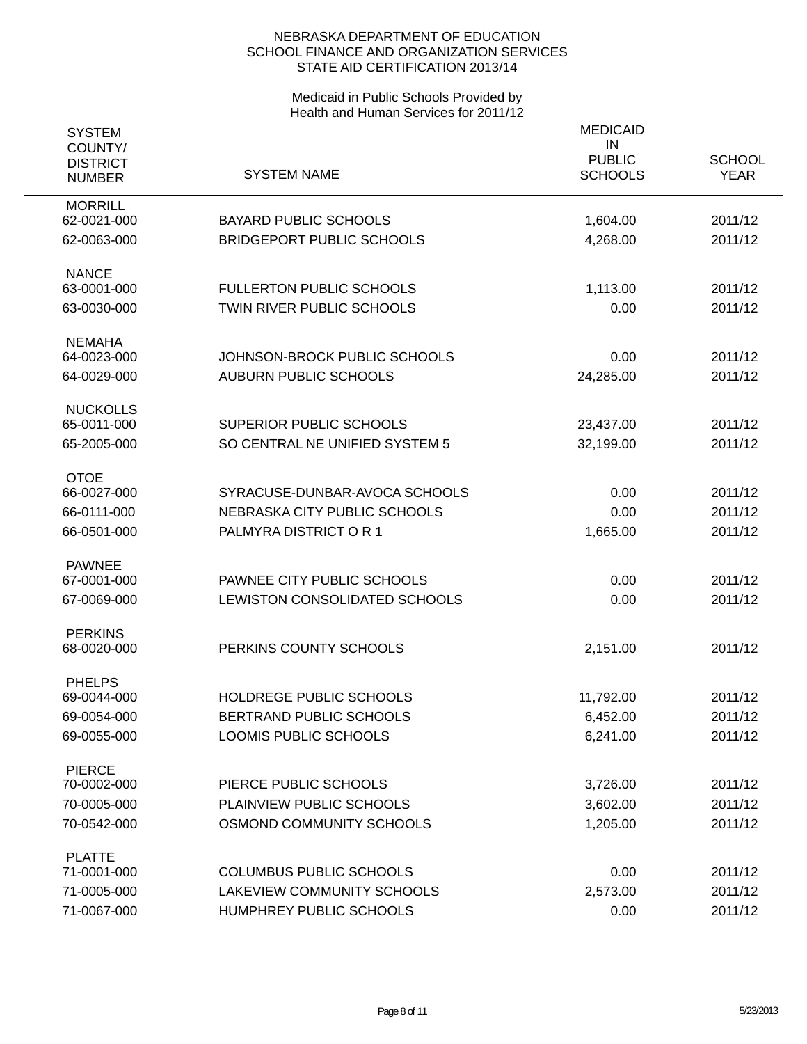NEBRASKA DEPARTMENT OF EDUCATION
SCHOOL FINANCE AND ORGANIZATION SERVICES
STATE AID CERTIFICATION 2013/14

Medicaid in Public Schools Provided by
Health and Human Services for 2011/12

| SYSTEM COUNTY/ DISTRICT NUMBER | SYSTEM NAME | MEDICAID IN PUBLIC SCHOOLS | SCHOOL YEAR |
|---|---|---|---|
| MORRILL | | | |
| 62-0021-000 | BAYARD PUBLIC SCHOOLS | 1,604.00 | 2011/12 |
| 62-0063-000 | BRIDGEPORT PUBLIC SCHOOLS | 4,268.00 | 2011/12 |
| NANCE | | | |
| 63-0001-000 | FULLERTON PUBLIC SCHOOLS | 1,113.00 | 2011/12 |
| 63-0030-000 | TWIN RIVER PUBLIC SCHOOLS | 0.00 | 2011/12 |
| NEMAHA | | | |
| 64-0023-000 | JOHNSON-BROCK PUBLIC SCHOOLS | 0.00 | 2011/12 |
| 64-0029-000 | AUBURN PUBLIC SCHOOLS | 24,285.00 | 2011/12 |
| NUCKOLLS | | | |
| 65-0011-000 | SUPERIOR PUBLIC SCHOOLS | 23,437.00 | 2011/12 |
| 65-2005-000 | SO CENTRAL NE UNIFIED SYSTEM 5 | 32,199.00 | 2011/12 |
| OTOE | | | |
| 66-0027-000 | SYRACUSE-DUNBAR-AVOCA SCHOOLS | 0.00 | 2011/12 |
| 66-0111-000 | NEBRASKA CITY PUBLIC SCHOOLS | 0.00 | 2011/12 |
| 66-0501-000 | PALMYRA DISTRICT O R 1 | 1,665.00 | 2011/12 |
| PAWNEE | | | |
| 67-0001-000 | PAWNEE CITY PUBLIC SCHOOLS | 0.00 | 2011/12 |
| 67-0069-000 | LEWISTON CONSOLIDATED SCHOOLS | 0.00 | 2011/12 |
| PERKINS | | | |
| 68-0020-000 | PERKINS COUNTY SCHOOLS | 2,151.00 | 2011/12 |
| PHELPS | | | |
| 69-0044-000 | HOLDREGE PUBLIC SCHOOLS | 11,792.00 | 2011/12 |
| 69-0054-000 | BERTRAND PUBLIC SCHOOLS | 6,452.00 | 2011/12 |
| 69-0055-000 | LOOMIS PUBLIC SCHOOLS | 6,241.00 | 2011/12 |
| PIERCE | | | |
| 70-0002-000 | PIERCE PUBLIC SCHOOLS | 3,726.00 | 2011/12 |
| 70-0005-000 | PLAINVIEW PUBLIC SCHOOLS | 3,602.00 | 2011/12 |
| 70-0542-000 | OSMOND COMMUNITY SCHOOLS | 1,205.00 | 2011/12 |
| PLATTE | | | |
| 71-0001-000 | COLUMBUS PUBLIC SCHOOLS | 0.00 | 2011/12 |
| 71-0005-000 | LAKEVIEW COMMUNITY SCHOOLS | 2,573.00 | 2011/12 |
| 71-0067-000 | HUMPHREY PUBLIC SCHOOLS | 0.00 | 2011/12 |

5/23/2013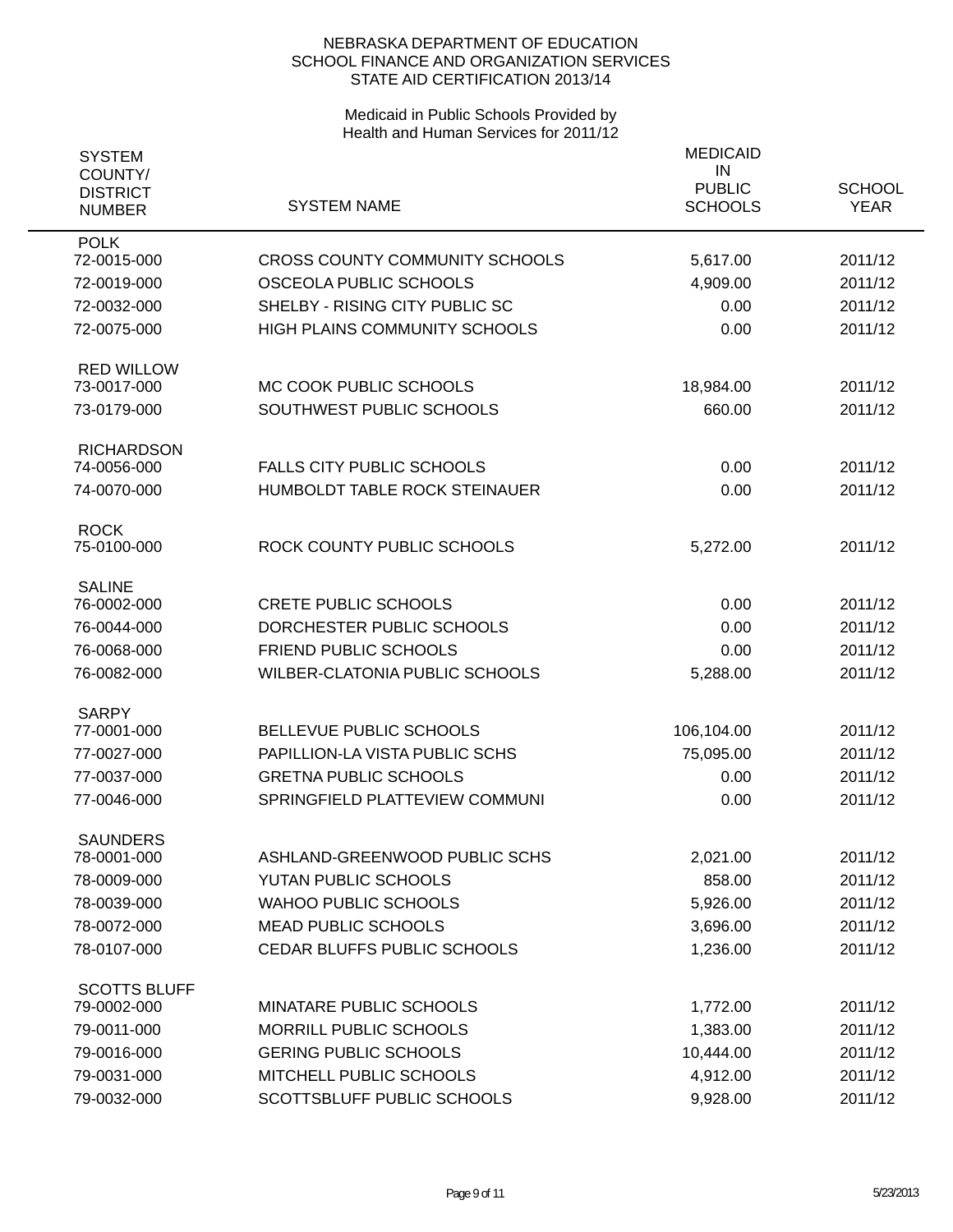NEBRASKA DEPARTMENT OF EDUCATION
SCHOOL FINANCE AND ORGANIZATION SERVICES
STATE AID CERTIFICATION 2013/14

Medicaid in Public Schools Provided by
Health and Human Services for 2011/12

| SYSTEM COUNTY/ DISTRICT NUMBER | SYSTEM NAME | MEDICAID IN PUBLIC SCHOOLS | SCHOOL YEAR |
|---|---|---|---|
| **POLK** | | | |
| 72-0015-000 | CROSS COUNTY COMMUNITY SCHOOLS | 5,617.00 | 2011/12 |
| 72-0019-000 | OSCEOLA PUBLIC SCHOOLS | 4,909.00 | 2011/12 |
| 72-0032-000 | SHELBY - RISING CITY PUBLIC SC | 0.00 | 2011/12 |
| 72-0075-000 | HIGH PLAINS COMMUNITY SCHOOLS | 0.00 | 2011/12 |
| **RED WILLOW** | | | |
| 73-0017-000 | MC COOK PUBLIC SCHOOLS | 18,984.00 | 2011/12 |
| 73-0179-000 | SOUTHWEST PUBLIC SCHOOLS | 660.00 | 2011/12 |
| **RICHARDSON** | | | |
| 74-0056-000 | FALLS CITY PUBLIC SCHOOLS | 0.00 | 2011/12 |
| 74-0070-000 | HUMBOLDT TABLE ROCK STEINAUER | 0.00 | 2011/12 |
| **ROCK** | | | |
| 75-0100-000 | ROCK COUNTY PUBLIC SCHOOLS | 5,272.00 | 2011/12 |
| **SALINE** | | | |
| 76-0002-000 | CRETE PUBLIC SCHOOLS | 0.00 | 2011/12 |
| 76-0044-000 | DORCHESTER PUBLIC SCHOOLS | 0.00 | 2011/12 |
| 76-0068-000 | FRIEND PUBLIC SCHOOLS | 0.00 | 2011/12 |
| 76-0082-000 | WILBER-CLATONIA PUBLIC SCHOOLS | 5,288.00 | 2011/12 |
| **SARPY** | | | |
| 77-0001-000 | BELLEVUE PUBLIC SCHOOLS | 106,104.00 | 2011/12 |
| 77-0027-000 | PAPILLION-LA VISTA PUBLIC SCHS | 75,095.00 | 2011/12 |
| 77-0037-000 | GRETNA PUBLIC SCHOOLS | 0.00 | 2011/12 |
| 77-0046-000 | SPRINGFIELD PLATTEVIEW COMMUNI | 0.00 | 2011/12 |
| **SAUNDERS** | | | |
| 78-0001-000 | ASHLAND-GREENWOOD PUBLIC SCHS | 2,021.00 | 2011/12 |
| 78-0009-000 | YUTAN PUBLIC SCHOOLS | 858.00 | 2011/12 |
| 78-0039-000 | WAHOO PUBLIC SCHOOLS | 5,926.00 | 2011/12 |
| 78-0072-000 | MEAD PUBLIC SCHOOLS | 3,696.00 | 2011/12 |
| 78-0107-000 | CEDAR BLUFFS PUBLIC SCHOOLS | 1,236.00 | 2011/12 |
| **SCOTTS BLUFF** | | | |
| 79-0002-000 | MINATARE PUBLIC SCHOOLS | 1,772.00 | 2011/12 |
| 79-0011-000 | MORRILL PUBLIC SCHOOLS | 1,383.00 | 2011/12 |
| 79-0016-000 | GERING PUBLIC SCHOOLS | 10,444.00 | 2011/12 |
| 79-0031-000 | MITCHELL PUBLIC SCHOOLS | 4,912.00 | 2011/12 |
| 79-0032-000 | SCOTTSBLUFF PUBLIC SCHOOLS | 9,928.00 | 2011/12 |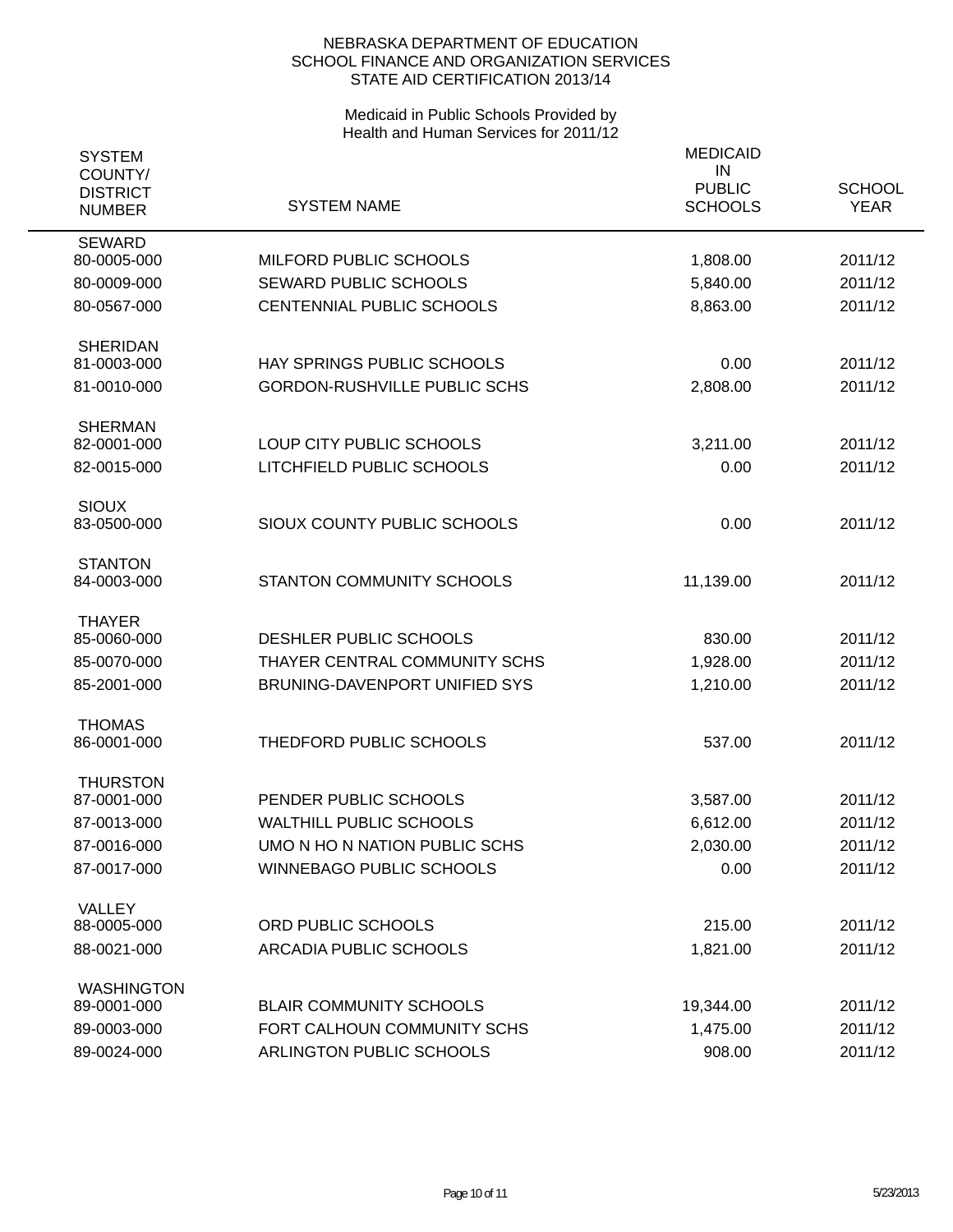NEBRASKA DEPARTMENT OF EDUCATION
SCHOOL FINANCE AND ORGANIZATION SERVICES
STATE AID CERTIFICATION 2013/14

Medicaid in Public Schools Provided by
Health and Human Services for 2011/12

| SYSTEM COUNTY/ DISTRICT NUMBER | SYSTEM NAME | MEDICAID IN PUBLIC SCHOOLS | SCHOOL YEAR |
|---|---|---|---|
| SEWARD | | | |
| 80-0005-000 | MILFORD PUBLIC SCHOOLS | 1,808.00 | 2011/12 |
| 80-0009-000 | SEWARD PUBLIC SCHOOLS | 5,840.00 | 2011/12 |
| 80-0567-000 | CENTENNIAL PUBLIC SCHOOLS | 8,863.00 | 2011/12 |
| SHERIDAN | | | |
| 81-0003-000 | HAY SPRINGS PUBLIC SCHOOLS | 0.00 | 2011/12 |
| 81-0010-000 | GORDON-RUSHVILLE PUBLIC SCHS | 2,808.00 | 2011/12 |
| SHERMAN | | | |
| 82-0001-000 | LOUP CITY PUBLIC SCHOOLS | 3,211.00 | 2011/12 |
| 82-0015-000 | LITCHFIELD PUBLIC SCHOOLS | 0.00 | 2011/12 |
| SIOUX | | | |
| 83-0500-000 | SIOUX COUNTY PUBLIC SCHOOLS | 0.00 | 2011/12 |
| STANTON | | | |
| 84-0003-000 | STANTON COMMUNITY SCHOOLS | 11,139.00 | 2011/12 |
| THAYER | | | |
| 85-0060-000 | DESHLER PUBLIC SCHOOLS | 830.00 | 2011/12 |
| 85-0070-000 | THAYER CENTRAL COMMUNITY SCHS | 1,928.00 | 2011/12 |
| 85-2001-000 | BRUNING-DAVENPORT UNIFIED SYS | 1,210.00 | 2011/12 |
| THOMAS | | | |
| 86-0001-000 | THEDFORD PUBLIC SCHOOLS | 537.00 | 2011/12 |
| THURSTON | | | |
| 87-0001-000 | PENDER PUBLIC SCHOOLS | 3,587.00 | 2011/12 |
| 87-0013-000 | WALTHILL PUBLIC SCHOOLS | 6,612.00 | 2011/12 |
| 87-0016-000 | UMO N HO N NATION PUBLIC SCHS | 2,030.00 | 2011/12 |
| 87-0017-000 | WINNEBAGO PUBLIC SCHOOLS | 0.00 | 2011/12 |
| VALLEY | | | |
| 88-0005-000 | ORD PUBLIC SCHOOLS | 215.00 | 2011/12 |
| 88-0021-000 | ARCADIA PUBLIC SCHOOLS | 1,821.00 | 2011/12 |
| WASHINGTON | | | |
| 89-0001-000 | BLAIR COMMUNITY SCHOOLS | 19,344.00 | 2011/12 |
| 89-0003-000 | FORT CALHOUN COMMUNITY SCHS | 1,475.00 | 2011/12 |
| 89-0024-000 | ARLINGTON PUBLIC SCHOOLS | 908.00 | 2011/12 |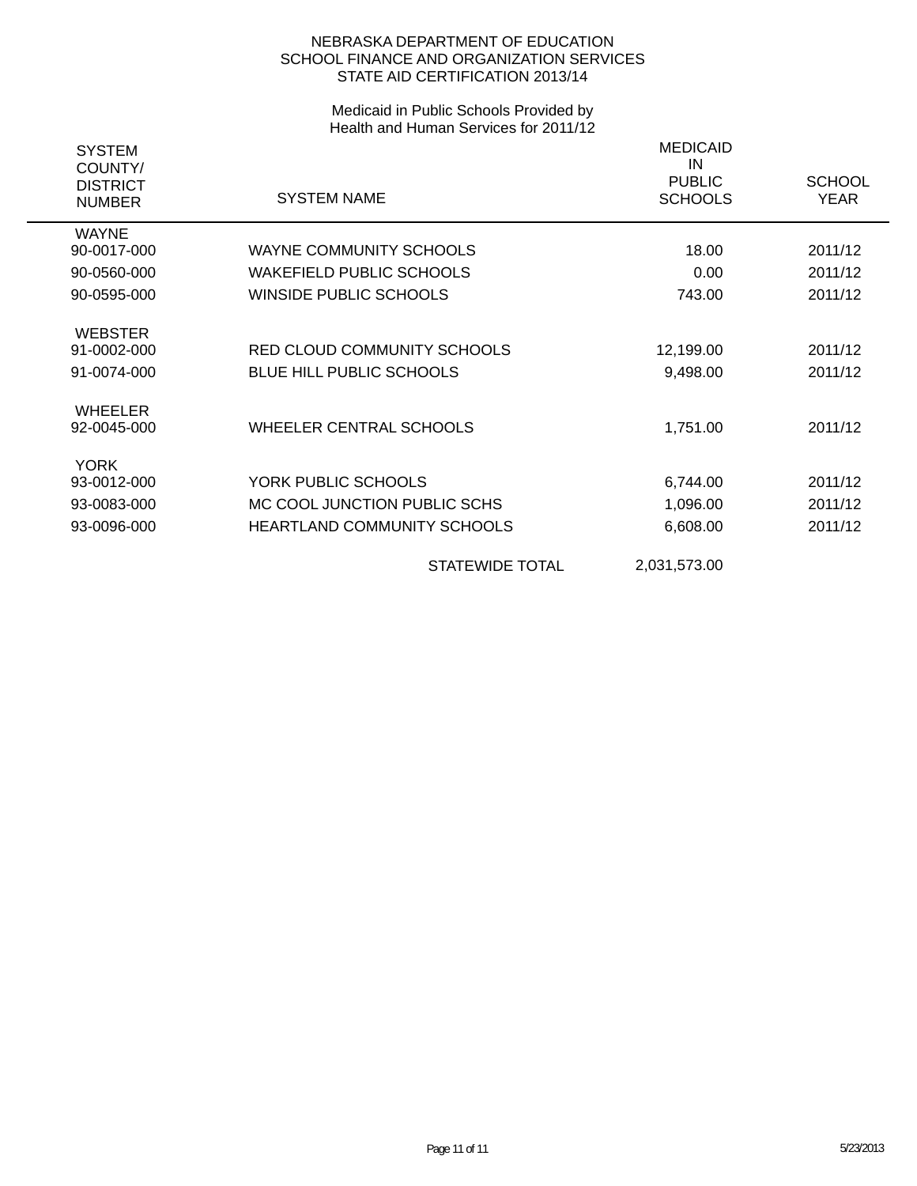NEBRASKA DEPARTMENT OF EDUCATION
SCHOOL FINANCE AND ORGANIZATION SERVICES
STATE AID CERTIFICATION 2013/14

Medicaid in Public Schools Provided by
Health and Human Services for 2011/12

| SYSTEM COUNTY/ DISTRICT NUMBER | SYSTEM NAME | MEDICAID IN PUBLIC SCHOOLS | SCHOOL YEAR |
|---|---|---|---|
| WAYNE | | | |
| 90-0017-000 | WAYNE COMMUNITY SCHOOLS | 18.00 | 2011/12 |
| 90-0560-000 | WAKEFIELD PUBLIC SCHOOLS | 0.00 | 2011/12 |
| 90-0595-000 | WINSIDE PUBLIC SCHOOLS | 743.00 | 2011/12 |
| WEBSTER | | | |
| 91-0002-000 | RED CLOUD COMMUNITY SCHOOLS | 12,199.00 | 2011/12 |
| 91-0074-000 | BLUE HILL PUBLIC SCHOOLS | 9,498.00 | 2011/12 |
| WHEELER | | | |
| 92-0045-000 | WHEELER CENTRAL SCHOOLS | 1,751.00 | 2011/12 |
| YORK | | | |
| 93-0012-000 | YORK PUBLIC SCHOOLS | 6,744.00 | 2011/12 |
| 93-0083-000 | MC COOL JUNCTION PUBLIC SCHS | 1,096.00 | 2011/12 |
| 93-0096-000 | HEARTLAND COMMUNITY SCHOOLS | 6,608.00 | 2011/12 |
| | STATEWIDE TOTAL | 2,031,573.00 | |

5/23/2013